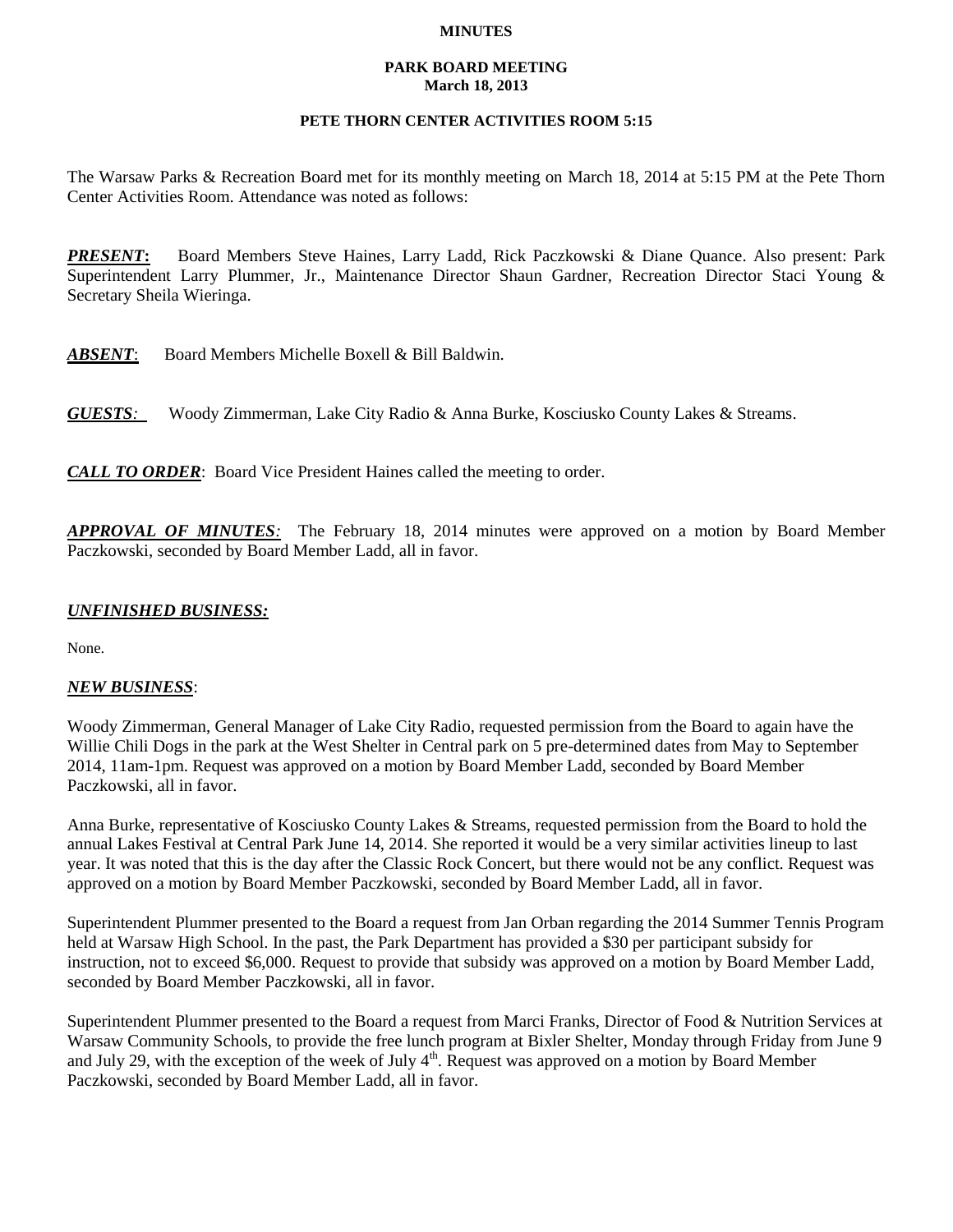**MINUTES**

**PARK BOARD MEETING**
**March 18, 2013**

**PETE THORN CENTER ACTIVITIES ROOM 5:15**

The Warsaw Parks & Recreation Board met for its monthly meeting on March 18, 2014 at 5:15 PM at the Pete Thorn Center Activities Room. Attendance was noted as follows:

***PRESENT*:** Board Members Steve Haines, Larry Ladd, Rick Paczkowski & Diane Quance. Also present: Park Superintendent Larry Plummer, Jr., Maintenance Director Shaun Gardner, Recreation Director Staci Young & Secretary Sheila Wieringa.

***ABSENT*:** Board Members Michelle Boxell & Bill Baldwin.

***GUESTS*:** Woody Zimmerman, Lake City Radio & Anna Burke, Kosciusko County Lakes & Streams.

***CALL TO ORDER*:** Board Vice President Haines called the meeting to order.

***APPROVAL OF MINUTES*:** The February 18, 2014 minutes were approved on a motion by Board Member Paczkowski, seconded by Board Member Ladd, all in favor.

***UNFINISHED BUSINESS:***

None.

***NEW BUSINESS*:**

Woody Zimmerman, General Manager of Lake City Radio, requested permission from the Board to again have the Willie Chili Dogs in the park at the West Shelter in Central park on 5 pre-determined dates from May to September 2014, 11am-1pm. Request was approved on a motion by Board Member Ladd, seconded by Board Member Paczkowski, all in favor.

Anna Burke, representative of Kosciusko County Lakes & Streams, requested permission from the Board to hold the annual Lakes Festival at Central Park June 14, 2014. She reported it would be a very similar activities lineup to last year. It was noted that this is the day after the Classic Rock Concert, but there would not be any conflict. Request was approved on a motion by Board Member Paczkowski, seconded by Board Member Ladd, all in favor.

Superintendent Plummer presented to the Board a request from Jan Orban regarding the 2014 Summer Tennis Program held at Warsaw High School. In the past, the Park Department has provided a $30 per participant subsidy for instruction, not to exceed $6,000. Request to provide that subsidy was approved on a motion by Board Member Ladd, seconded by Board Member Paczkowski, all in favor.

Superintendent Plummer presented to the Board a request from Marci Franks, Director of Food & Nutrition Services at Warsaw Community Schools, to provide the free lunch program at Bixler Shelter, Monday through Friday from June 9 and July 29, with the exception of the week of July 4th. Request was approved on a motion by Board Member Paczkowski, seconded by Board Member Ladd, all in favor.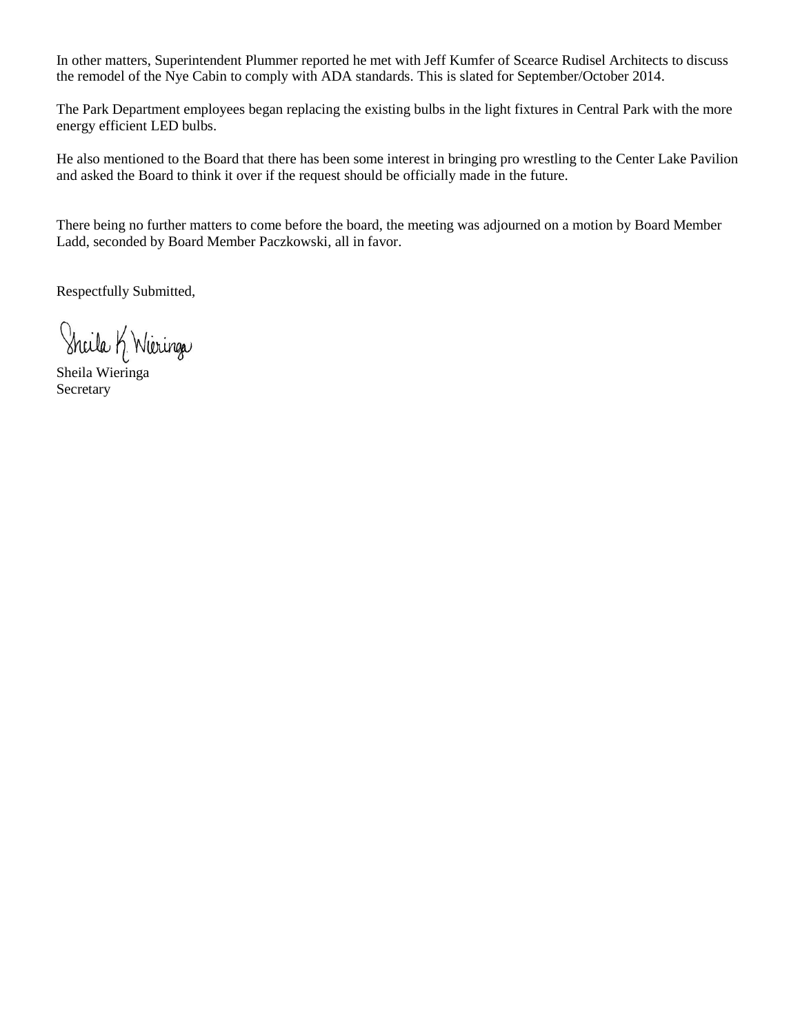In other matters, Superintendent Plummer reported he met with Jeff Kumfer of Scearce Rudisel Architects to discuss the remodel of the Nye Cabin to comply with ADA standards. This is slated for September/October 2014.

The Park Department employees began replacing the existing bulbs in the light fixtures in Central Park with the more energy efficient LED bulbs.

He also mentioned to the Board that there has been some interest in bringing pro wrestling to the Center Lake Pavilion and asked the Board to think it over if the request should be officially made in the future.

There being no further matters to come before the board, the meeting was adjourned on a motion by Board Member Ladd, seconded by Board Member Paczkowski, all in favor.

Respectfully Submitted,

Sheila K. Wieringa

Sheila Wieringa
Secretary